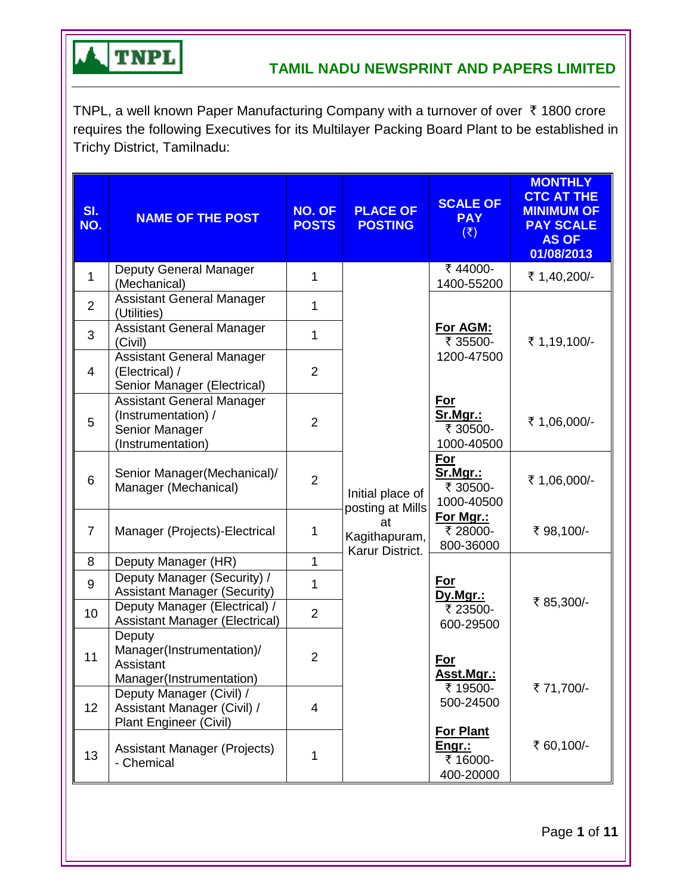# TAMIL NADU NEWSPRINT AND PAPERS LIMITED

TNPL, a well known Paper Manufacturing Company with a turnover of over ₹ 1800 crore requires the following Executives for its Multilayer Packing Board Plant to be established in Trichy District, Tamilnadu:

| SI. NO. | NAME OF THE POST | NO. OF POSTS | PLACE OF POSTING | SCALE OF PAY (₹) | MONTHLY CTC AT THE MINIMUM OF PAY SCALE AS OF 01/08/2013 |
|---|---|---|---|---|---|
| 1 | Deputy General Manager (Mechanical) | 1 | Initial place of posting at Mills at Kagithapuram, Karur District. | ₹ 44000-1400-55200 | ₹ 1,40,200/- |
| 2 | Assistant General Manager (Utilities) | 1 | | **For AGM:** ₹ 35500-1200-47500 | ₹ 1,19,100/- |
| 3 | Assistant General Manager (Civil) | 1 | | | |
| 4 | Assistant General Manager (Electrical) / Senior Manager (Electrical) | 2 | | | |
| 5 | Assistant General Manager (Instrumentation) / Senior Manager (Instrumentation) | 2 | | **For Sr.Mgr.:** ₹ 30500-1000-40500 | ₹ 1,06,000/- |
| 6 | Senior Manager(Mechanical)/ Manager (Mechanical) | 2 | | **For Sr.Mgr.:** ₹ 30500-1000-40500 | ₹ 1,06,000/- |
| 7 | Manager (Projects)-Electrical | 1 | | **For Mgr.:** ₹ 28000-800-36000 | ₹ 98,100/- |
| 8 | Deputy Manager (HR) | 1 | | **For Dy.Mgr.:** ₹ 23500-600-29500 | ₹ 85,300/- |
| 9 | Deputy Manager (Security) / Assistant Manager (Security) | 1 | | | |
| 10 | Deputy Manager (Electrical) / Assistant Manager (Electrical) | 2 | | | |
| 11 | Deputy Manager(Instrumentation)/ Assistant Manager(Instrumentation) | 2 | | **For Asst.Mgr.:** ₹ 19500-500-24500 | ₹ 71,700/- |
| 12 | Deputy Manager (Civil) / Assistant Manager (Civil) / Plant Engineer (Civil) | 4 | | | |
| 13 | Assistant Manager (Projects) - Chemical | 1 | | **For Plant Engr.:** ₹ 16000-400-20000 | ₹ 60,100/- |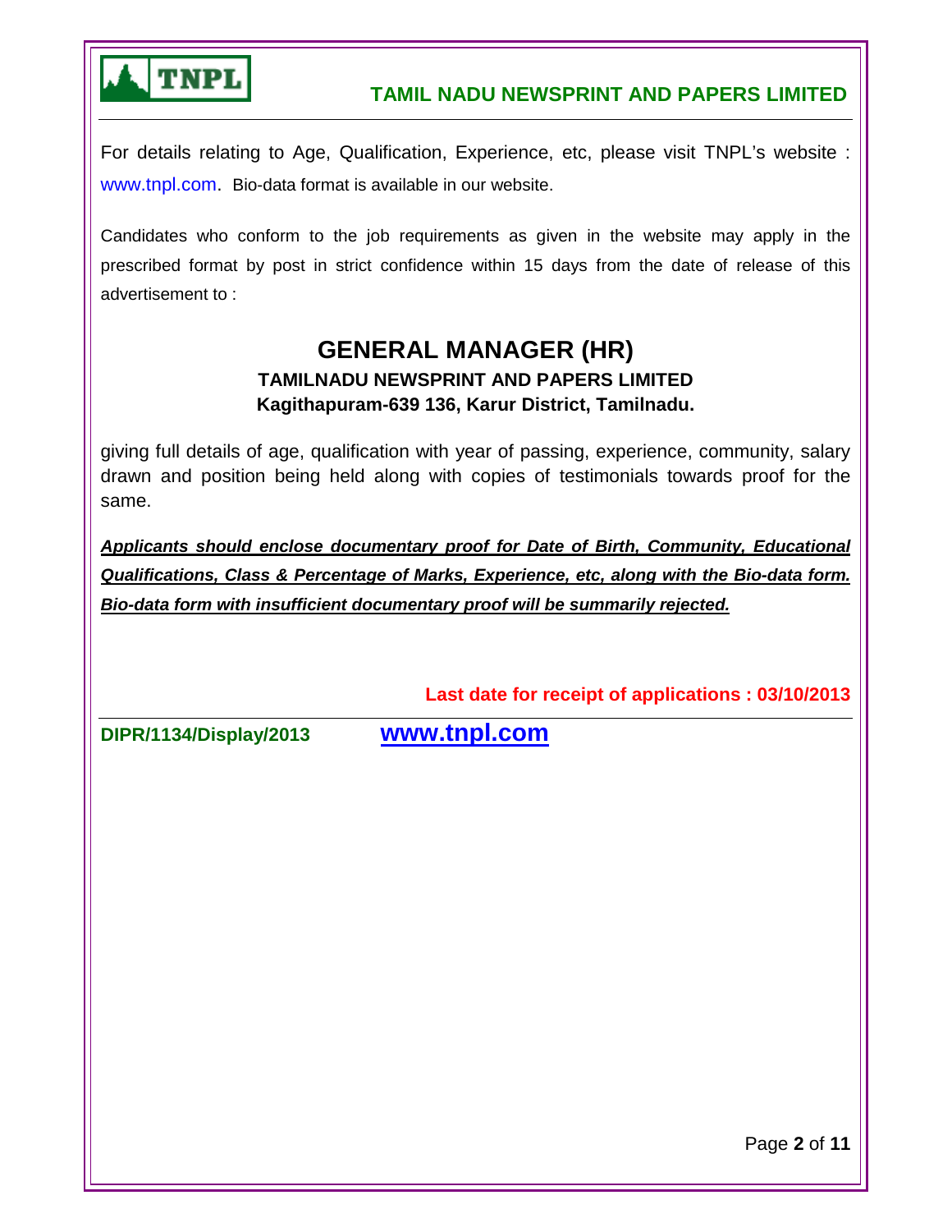For details relating to Age, Qualification, Experience, etc, please visit TNPL's website : www.tnpl.com. Bio-data format is available in our website.

Candidates who conform to the job requirements as given in the website may apply in the prescribed format by post in strict confidence within 15 days from the date of release of this advertisement to :

## GENERAL MANAGER (HR)

**TAMILNADU NEWSPRINT AND PAPERS LIMITED**
**Kagithapuram-639 136, Karur District, Tamilnadu.**

giving full details of age, qualification with year of passing, experience, community, salary drawn and position being held along with copies of testimonials towards proof for the same.

***Applicants should enclose documentary proof for Date of Birth, Community, Educational Qualifications, Class & Percentage of Marks, Experience, etc, along with the Bio-data form. Bio-data form with insufficient documentary proof will be summarily rejected.***

**Last date for receipt of applications : 03/10/2013**

**DIPR/1134/Display/2013** **www.tnpl.com**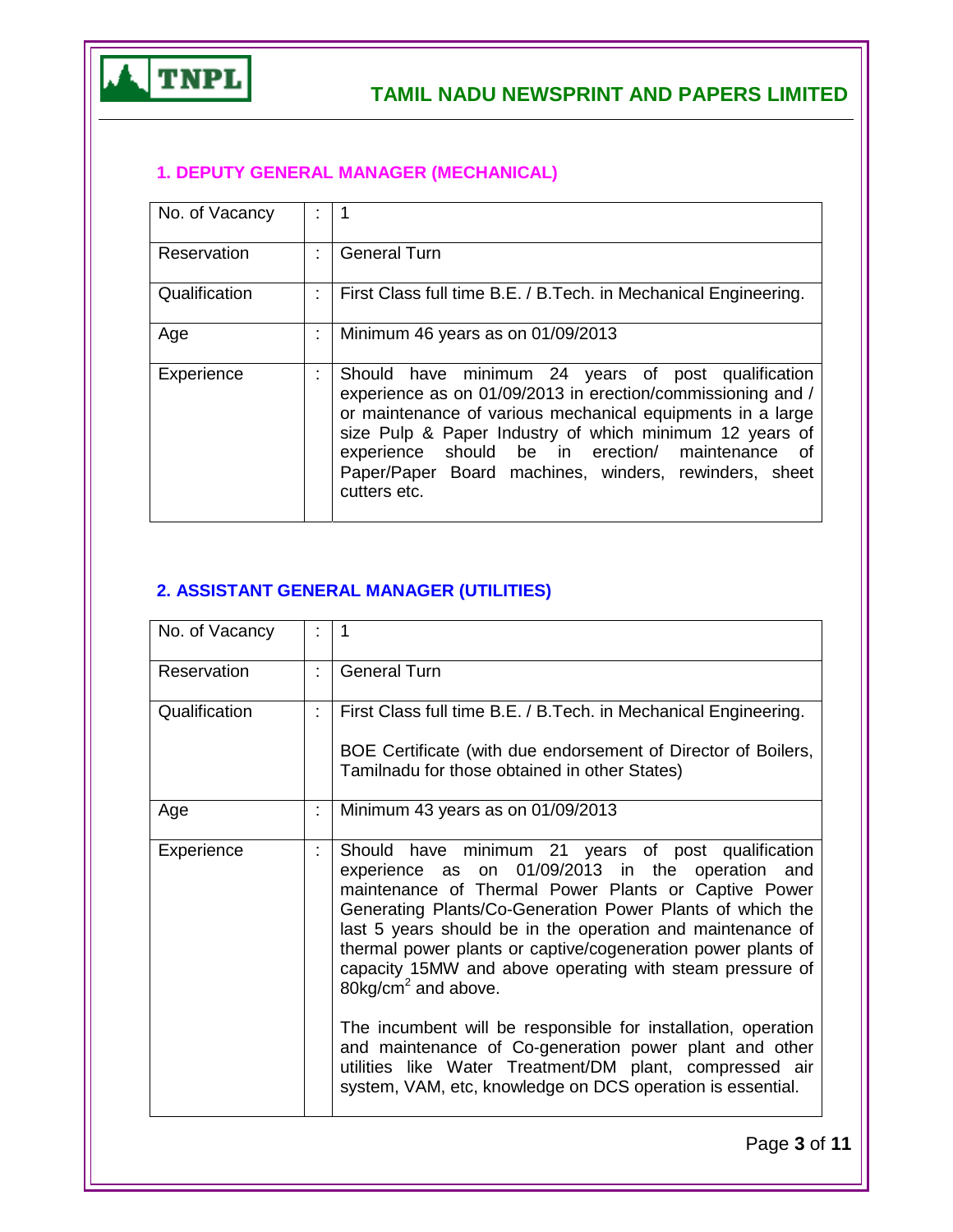## 1. DEPUTY GENERAL MANAGER (MECHANICAL)

| | | |
|---|---|---|
| No. of Vacancy | : | 1 |
| Reservation | : | General Turn |
| Qualification | : | First Class full time B.E. / B.Tech. in Mechanical Engineering. |
| Age | : | Minimum 46 years as on 01/09/2013 |
| Experience | : | Should have minimum 24 years of post qualification experience as on 01/09/2013 in erection/commissioning and / or maintenance of various mechanical equipments in a large size Pulp & Paper Industry of which minimum 12 years of experience should be in erection/ maintenance of Paper/Paper Board machines, winders, rewinders, sheet cutters etc. |

## 2. ASSISTANT GENERAL MANAGER (UTILITIES)

| | | |
|---|---|---|
| No. of Vacancy | : | 1 |
| Reservation | : | General Turn |
| Qualification | : | First Class full time B.E. / B.Tech. in Mechanical Engineering.<br><br>BOE Certificate (with due endorsement of Director of Boilers, Tamilnadu for those obtained in other States) |
| Age | : | Minimum 43 years as on 01/09/2013 |
| Experience | : | Should have minimum 21 years of post qualification experience as on 01/09/2013 in the operation and maintenance of Thermal Power Plants or Captive Power Generating Plants/Co-Generation Power Plants of which the last 5 years should be in the operation and maintenance of thermal power plants or captive/cogeneration power plants of capacity 15MW and above operating with steam pressure of $80 kg/cm^2$ and above.<br><br>The incumbent will be responsible for installation, operation and maintenance of Co-generation power plant and other utilities like Water Treatment/DM plant, compressed air system, VAM, etc, knowledge on DCS operation is essential. |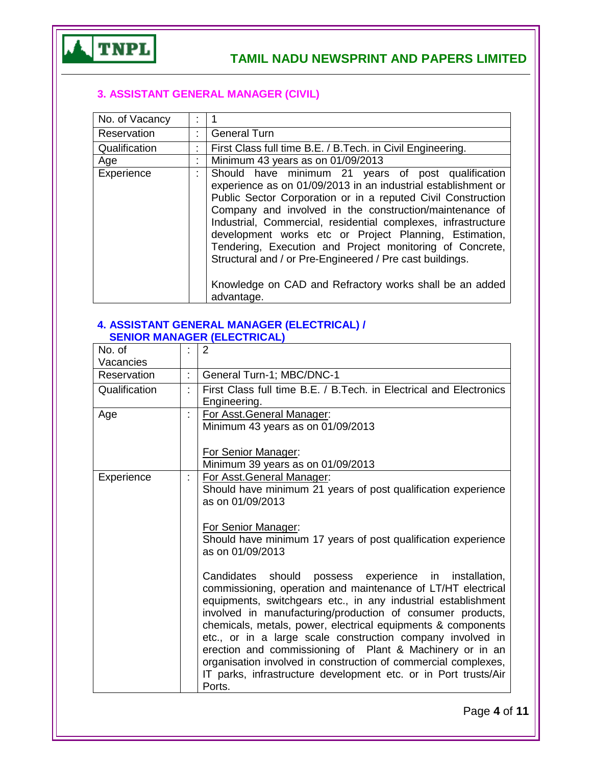### 3. ASSISTANT GENERAL MANAGER (CIVIL)

| | | |
|---|---|---|
| No. of Vacancy | : | 1 |
| Reservation | : | General Turn |
| Qualification | : | First Class full time B.E. / B.Tech. in Civil Engineering. |
| Age | : | Minimum 43 years as on 01/09/2013 |
| Experience | : | Should have minimum 21 years of post qualification experience as on 01/09/2013 in an industrial establishment or Public Sector Corporation or in a reputed Civil Construction Company and involved in the construction/maintenance of Industrial, Commercial, residential complexes, infrastructure development works etc or Project Planning, Estimation, Tendering, Execution and Project monitoring of Concrete, Structural and / or Pre-Engineered / Pre cast buildings.<br><br>Knowledge on CAD and Refractory works shall be an added advantage. |

### 4. ASSISTANT GENERAL MANAGER (ELECTRICAL) / SENIOR MANAGER (ELECTRICAL)

| | | |
|---|---|---|
| No. of Vacancies | : | 2 |
| Reservation | : | General Turn-1; MBC/DNC-1 |
| Qualification | : | First Class full time B.E. / B.Tech. in Electrical and Electronics Engineering. |
| Age | : | For Asst.General Manager:<br>Minimum 43 years as on 01/09/2013<br><br>For Senior Manager:<br>Minimum 39 years as on 01/09/2013 |
| Experience | : | For Asst.General Manager:<br>Should have minimum 21 years of post qualification experience as on 01/09/2013<br><br>For Senior Manager:<br>Should have minimum 17 years of post qualification experience as on 01/09/2013<br><br>Candidates should possess experience in installation, commissioning, operation and maintenance of LT/HT electrical equipments, switchgears etc., in any industrial establishment involved in manufacturing/production of consumer products, chemicals, metals, power, electrical equipments & components etc., or in a large scale construction company involved in erection and commissioning of Plant & Machinery or in an organisation involved in construction of commercial complexes, IT parks, infrastructure development etc. or in Port trusts/Air Ports. |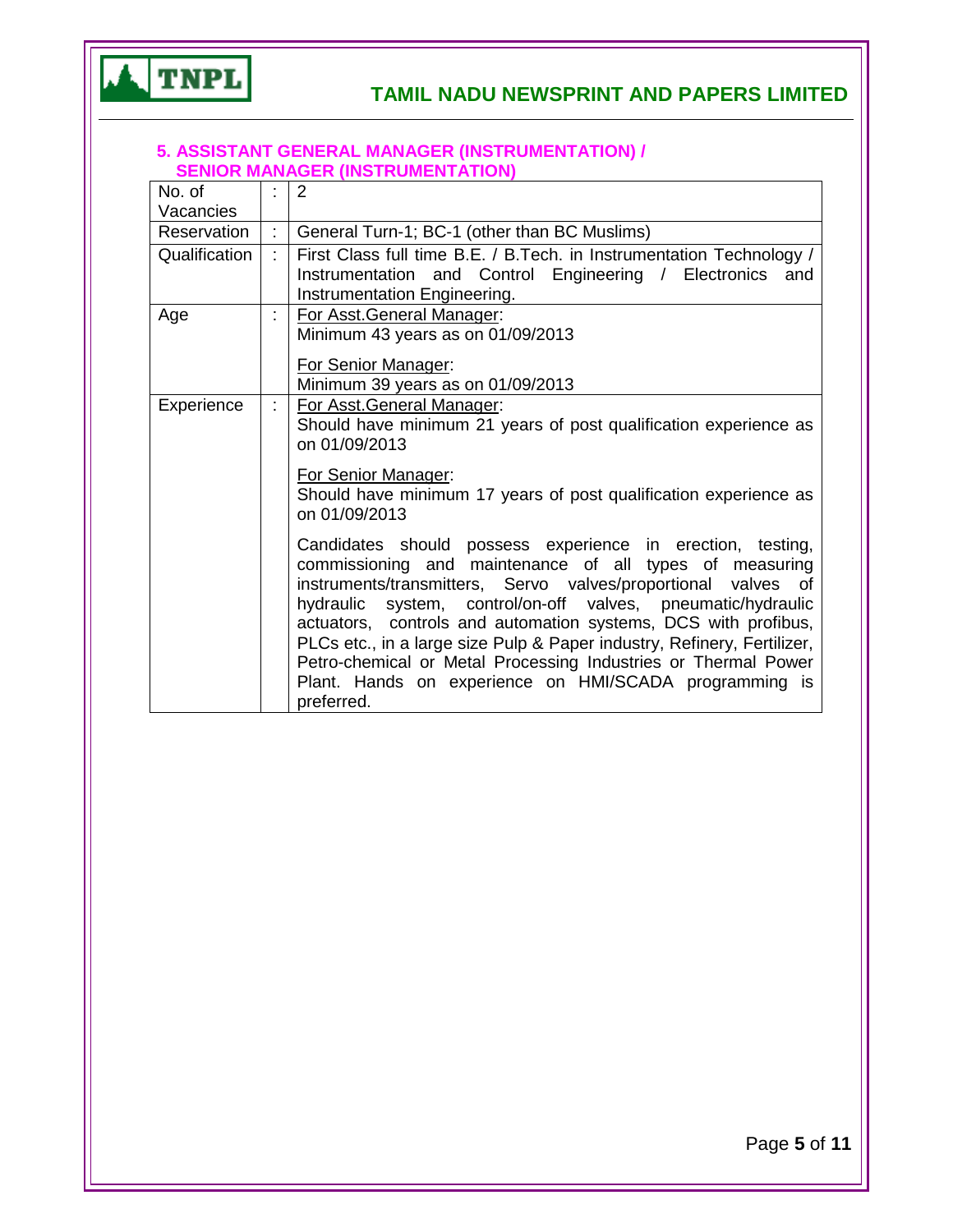### 5. ASSISTANT GENERAL MANAGER (INSTRUMENTATION) / SENIOR MANAGER (INSTRUMENTATION)

| | | |
|---|---|---|
| No. of Vacancies | : | 2 |
| Reservation | : | General Turn-1; BC-1 (other than BC Muslims) |
| Qualification | : | First Class full time B.E. / B.Tech. in Instrumentation Technology / Instrumentation and Control Engineering / Electronics and Instrumentation Engineering. |
| Age | : | <u>For Asst.General Manager</u>:<br>Minimum 43 years as on 01/09/2013<br><br><u>For Senior Manager</u>:<br>Minimum 39 years as on 01/09/2013 |
| Experience | : | <u>For Asst.General Manager</u>:<br>Should have minimum 21 years of post qualification experience as on 01/09/2013<br><br><u>For Senior Manager</u>:<br>Should have minimum 17 years of post qualification experience as on 01/09/2013<br><br>Candidates should possess experience in erection, testing, commissioning and maintenance of all types of measuring instruments/transmitters, Servo valves/proportional valves of hydraulic system, control/on-off valves, pneumatic/hydraulic actuators, controls and automation systems, DCS with profibus, PLCs etc., in a large size Pulp & Paper industry, Refinery, Fertilizer, Petro-chemical or Metal Processing Industries or Thermal Power Plant. Hands on experience on HMI/SCADA programming is preferred. |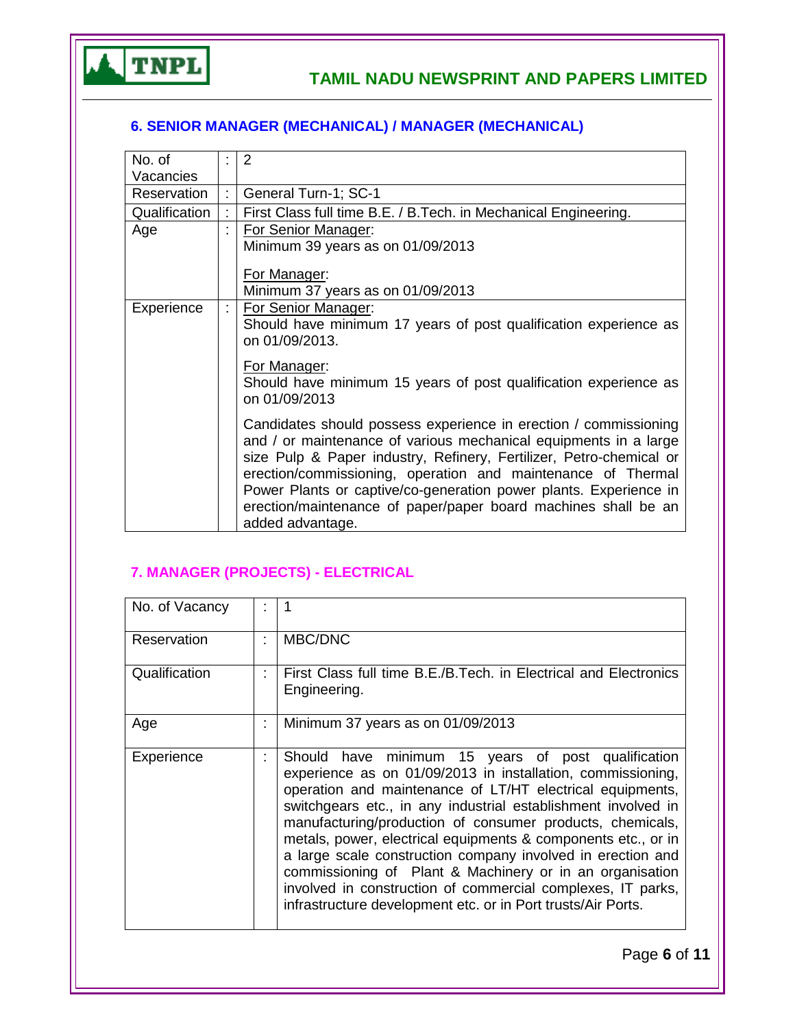## 6. SENIOR MANAGER (MECHANICAL) / MANAGER (MECHANICAL)

| | | |
|---|---|---|
| No. of Vacancies | : | 2 |
| Reservation | : | General Turn-1; SC-1 |
| Qualification | : | First Class full time B.E. / B.Tech. in Mechanical Engineering. |
| Age | : | For Senior Manager:<br>Minimum 39 years as on 01/09/2013<br><br>For Manager:<br>Minimum 37 years as on 01/09/2013 |
| Experience | : | For Senior Manager:<br>Should have minimum 17 years of post qualification experience as on 01/09/2013.<br><br>For Manager:<br>Should have minimum 15 years of post qualification experience as on 01/09/2013<br><br>Candidates should possess experience in erection / commissioning and / or maintenance of various mechanical equipments in a large size Pulp & Paper industry, Refinery, Fertilizer, Petro-chemical or erection/commissioning, operation and maintenance of Thermal Power Plants or captive/co-generation power plants. Experience in erection/maintenance of paper/paper board machines shall be an added advantage. |

## 7. MANAGER (PROJECTS) - ELECTRICAL

| | | |
|---|---|---|
| No. of Vacancy | : | 1 |
| Reservation | : | MBC/DNC |
| Qualification | : | First Class full time B.E./B.Tech. in Electrical and Electronics Engineering. |
| Age | : | Minimum 37 years as on 01/09/2013 |
| Experience | : | Should have minimum 15 years of post qualification experience as on 01/09/2013 in installation, commissioning, operation and maintenance of LT/HT electrical equipments, switchgears etc., in any industrial establishment involved in manufacturing/production of consumer products, chemicals, metals, power, electrical equipments & components etc., or in a large scale construction company involved in erection and commissioning of Plant & Machinery or in an organisation involved in construction of commercial complexes, IT parks, infrastructure development etc. or in Port trusts/Air Ports. |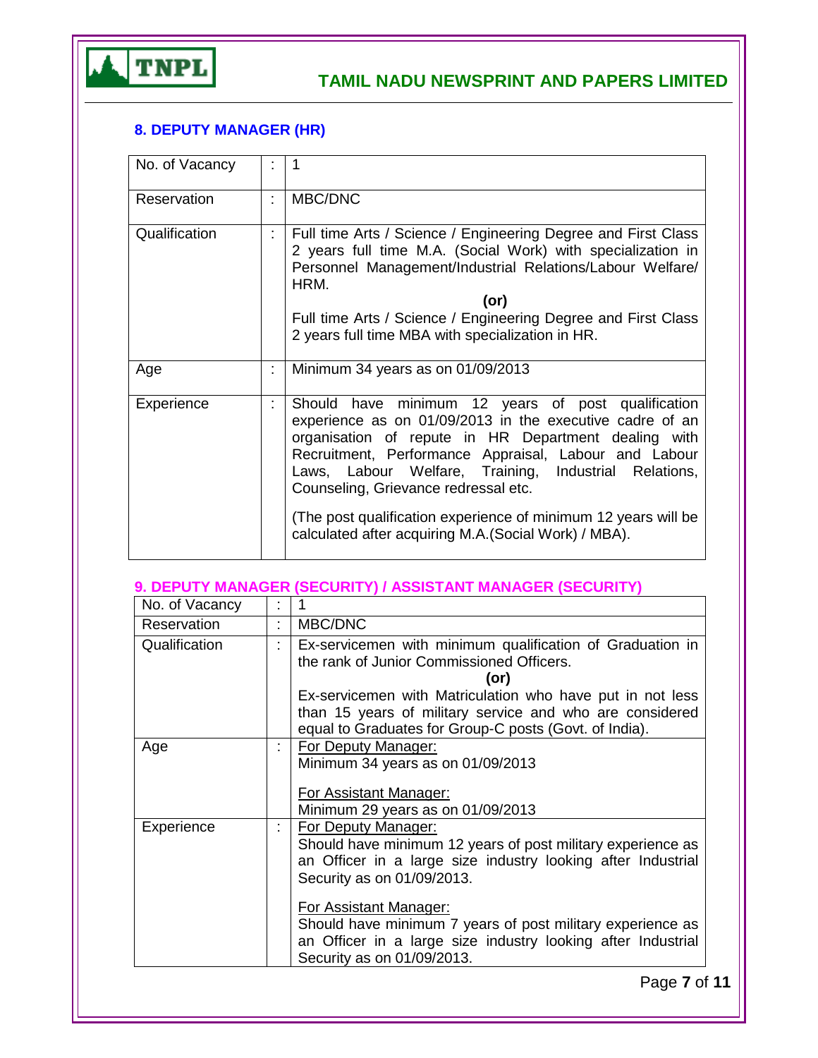## 8. DEPUTY MANAGER (HR)

| | | |
|---|---|---|
| No. of Vacancy | : | 1 |
| Reservation | : | MBC/DNC |
| Qualification | : | Full time Arts / Science / Engineering Degree and First Class 2 years full time M.A. (Social Work) with specialization in Personnel Management/Industrial Relations/Labour Welfare/ HRM.<br>**(or)**<br>Full time Arts / Science / Engineering Degree and First Class 2 years full time MBA with specialization in HR. |
| Age | : | Minimum 34 years as on 01/09/2013 |
| Experience | : | Should have minimum 12 years of post qualification experience as on 01/09/2013 in the executive cadre of an organisation of repute in HR Department dealing with Recruitment, Performance Appraisal, Labour and Labour Laws, Labour Welfare, Training, Industrial Relations, Counseling, Grievance redressal etc.<br>(The post qualification experience of minimum 12 years will be calculated after acquiring M.A.(Social Work) / MBA). |

## 9. DEPUTY MANAGER (SECURITY) / ASSISTANT MANAGER (SECURITY)

| | | |
|---|---|---|
| No. of Vacancy | : | 1 |
| Reservation | : | MBC/DNC |
| Qualification | : | Ex-servicemen with minimum qualification of Graduation in the rank of Junior Commissioned Officers.<br>**(or)**<br>Ex-servicemen with Matriculation who have put in not less than 15 years of military service and who are considered equal to Graduates for Group-C posts (Govt. of India). |
| Age | : | For Deputy Manager:<br>Minimum 34 years as on 01/09/2013<br>For Assistant Manager:<br>Minimum 29 years as on 01/09/2013 |
| Experience | : | For Deputy Manager:<br>Should have minimum 12 years of post military experience as an Officer in a large size industry looking after Industrial Security as on 01/09/2013.<br>For Assistant Manager:<br>Should have minimum 7 years of post military experience as an Officer in a large size industry looking after Industrial Security as on 01/09/2013. |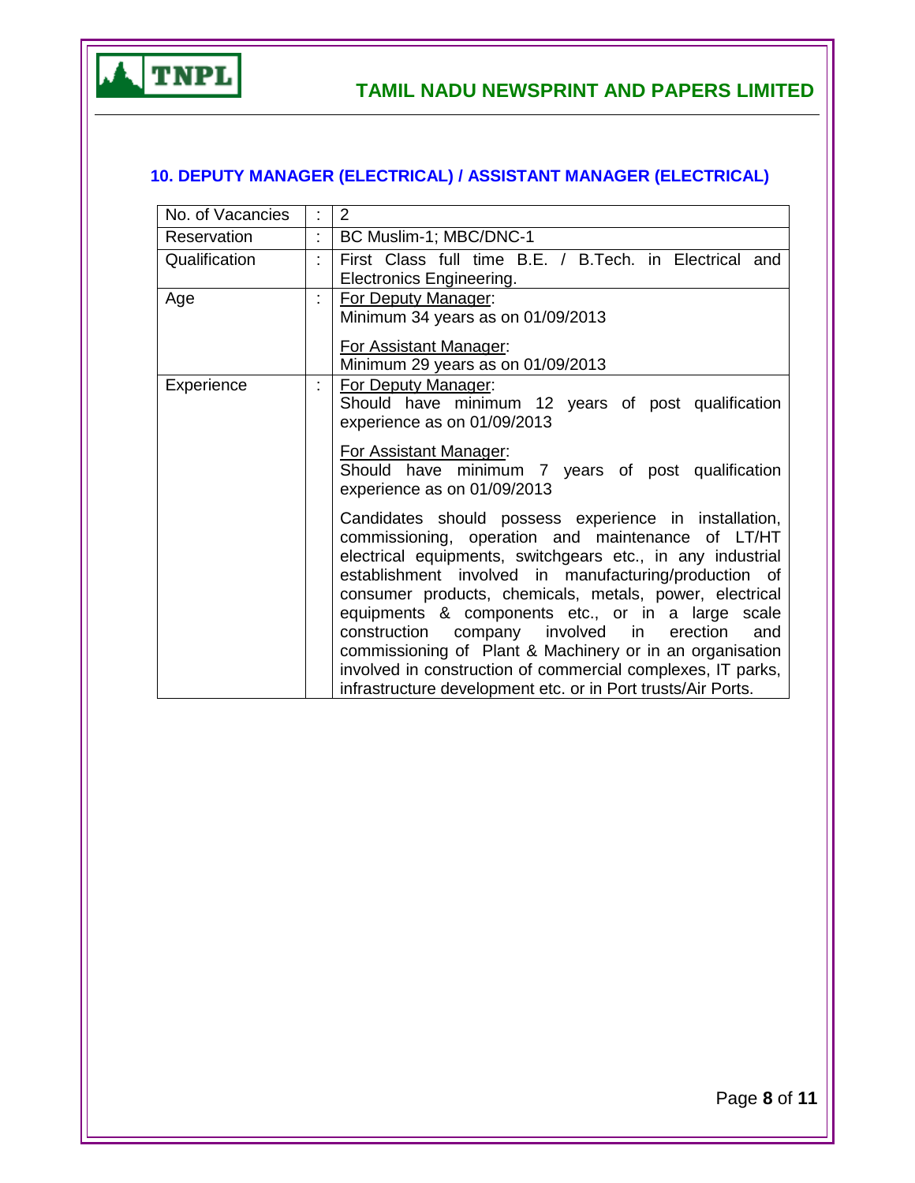## 10. DEPUTY MANAGER (ELECTRICAL) / ASSISTANT MANAGER (ELECTRICAL)

| | | |
|---|---|---|
| No. of Vacancies | : | 2 |
| Reservation | : | BC Muslim-1; MBC/DNC-1 |
| Qualification | : | First Class full time B.E. / B.Tech. in Electrical and Electronics Engineering. |
| Age | : | <u>For Deputy Manager</u>:<br>Minimum 34 years as on 01/09/2013<br><br><u>For Assistant Manager</u>:<br>Minimum 29 years as on 01/09/2013 |
| Experience | : | <u>For Deputy Manager</u>:<br>Should have minimum 12 years of post qualification experience as on 01/09/2013<br><br><u>For Assistant Manager</u>:<br>Should have minimum 7 years of post qualification experience as on 01/09/2013<br><br>Candidates should possess experience in installation, commissioning, operation and maintenance of LT/HT electrical equipments, switchgears etc., in any industrial establishment involved in manufacturing/production of consumer products, chemicals, metals, power, electrical equipments & components etc., or in a large scale construction company involved in erection and commissioning of Plant & Machinery or in an organisation involved in construction of commercial complexes, IT parks, infrastructure development etc. or in Port trusts/Air Ports. |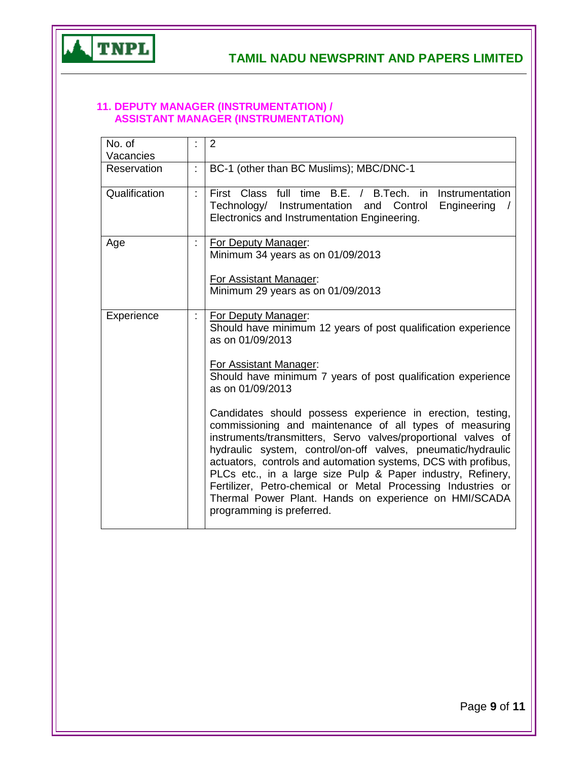## 11. DEPUTY MANAGER (INSTRUMENTATION) / ASSISTANT MANAGER (INSTRUMENTATION)

| | | |
|---|---|---|
| No. of Vacancies | : | 2 |
| Reservation | : | BC-1 (other than BC Muslims); MBC/DNC-1 |
| Qualification | : | First Class full time B.E. / B.Tech. in Instrumentation Technology/ Instrumentation and Control Engineering / Electronics and Instrumentation Engineering. |
| Age | : | For Deputy Manager:<br>Minimum 34 years as on 01/09/2013<br><br>For Assistant Manager:<br>Minimum 29 years as on 01/09/2013 |
| Experience | : | For Deputy Manager:<br>Should have minimum 12 years of post qualification experience as on 01/09/2013<br><br>For Assistant Manager:<br>Should have minimum 7 years of post qualification experience as on 01/09/2013<br><br>Candidates should possess experience in erection, testing, commissioning and maintenance of all types of measuring instruments/transmitters, Servo valves/proportional valves of hydraulic system, control/on-off valves, pneumatic/hydraulic actuators, controls and automation systems, DCS with profibus, PLCs etc., in a large size Pulp & Paper industry, Refinery, Fertilizer, Petro-chemical or Metal Processing Industries or Thermal Power Plant. Hands on experience on HMI/SCADA programming is preferred. |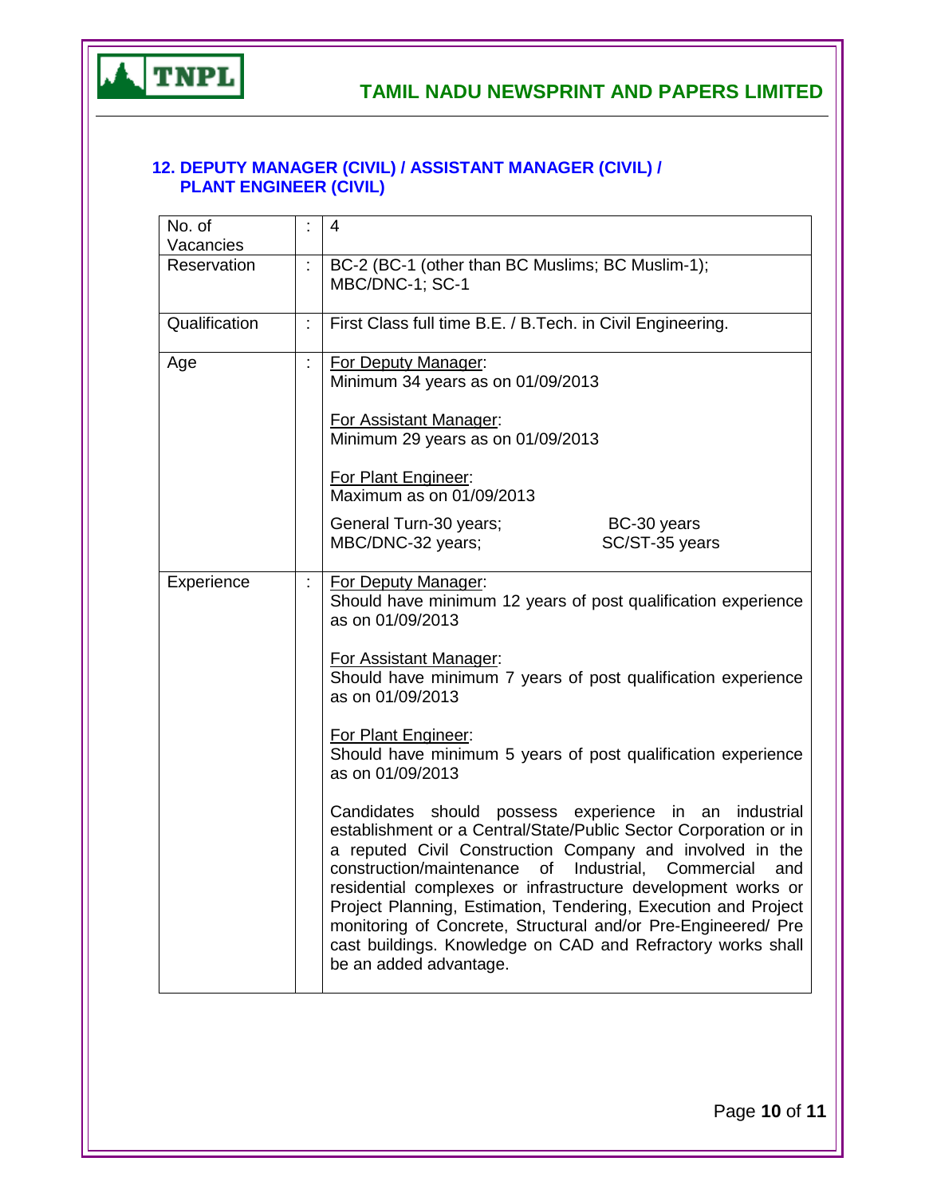## 12. DEPUTY MANAGER (CIVIL) / ASSISTANT MANAGER (CIVIL) / PLANT ENGINEER (CIVIL)

| | | |
|---|---|---|
| No. of Vacancies | : | 4 |
| Reservation | : | BC-2 (BC-1 (other than BC Muslims; BC Muslim-1); MBC/DNC-1; SC-1 |
| Qualification | : | First Class full time B.E. / B.Tech. in Civil Engineering. |
| Age | : | For Deputy Manager:<br>Minimum 34 years as on 01/09/2013<br><br>For Assistant Manager:<br>Minimum 29 years as on 01/09/2013<br><br>For Plant Engineer:<br>Maximum as on 01/09/2013<br><br>General Turn-30 years; BC-30 years<br>MBC/DNC-32 years; SC/ST-35 years |
| Experience | : | For Deputy Manager:<br>Should have minimum 12 years of post qualification experience as on 01/09/2013<br><br>For Assistant Manager:<br>Should have minimum 7 years of post qualification experience as on 01/09/2013<br><br>For Plant Engineer:<br>Should have minimum 5 years of post qualification experience as on 01/09/2013<br><br>Candidates should possess experience in an industrial establishment or a Central/State/Public Sector Corporation or in a reputed Civil Construction Company and involved in the construction/maintenance of Industrial, Commercial and residential complexes or infrastructure development works or Project Planning, Estimation, Tendering, Execution and Project monitoring of Concrete, Structural and/or Pre-Engineered/ Pre cast buildings. Knowledge on CAD and Refractory works shall be an added advantage. |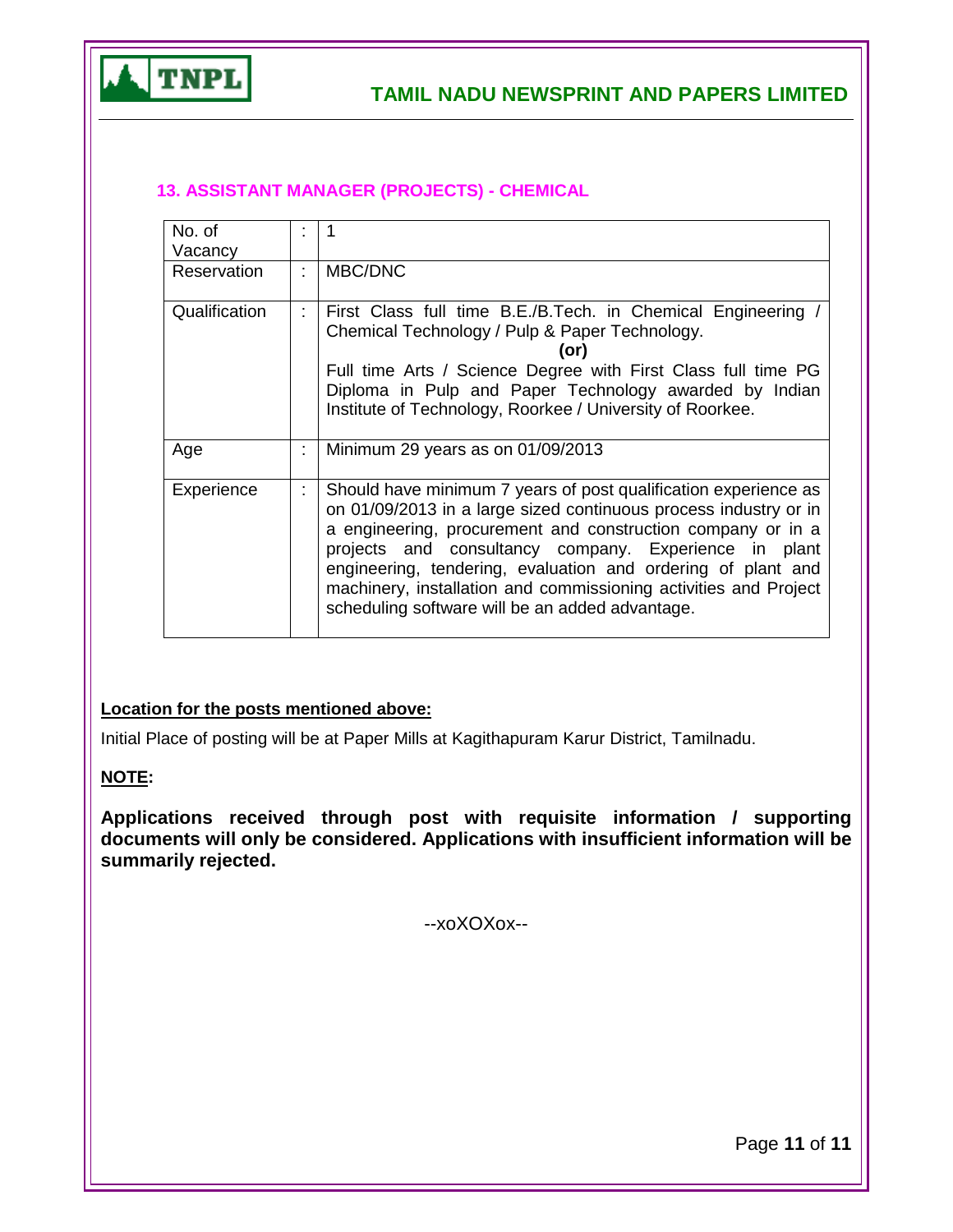### 13. ASSISTANT MANAGER (PROJECTS) - CHEMICAL

| | | |
|---|---|---|
| No. of Vacancy | : | 1 |
| Reservation | : | MBC/DNC |
| Qualification | : | First Class full time B.E./B.Tech. in Chemical Engineering / Chemical Technology / Pulp & Paper Technology.<br>**(or)**<br>Full time Arts / Science Degree with First Class full time PG Diploma in Pulp and Paper Technology awarded by Indian Institute of Technology, Roorkee / University of Roorkee. |
| Age | : | Minimum 29 years as on 01/09/2013 |
| Experience | : | Should have minimum 7 years of post qualification experience as on 01/09/2013 in a large sized continuous process industry or in a engineering, procurement and construction company or in a projects and consultancy company. Experience in plant engineering, tendering, evaluation and ordering of plant and machinery, installation and commissioning activities and Project scheduling software will be an added advantage. |

**Location for the posts mentioned above:**

Initial Place of posting will be at Paper Mills at Kagithapuram Karur District, Tamilnadu.

**NOTE:**

**Applications received through post with requisite information / supporting documents will only be considered. Applications with insufficient information will be summarily rejected.**

--xoXOXox--